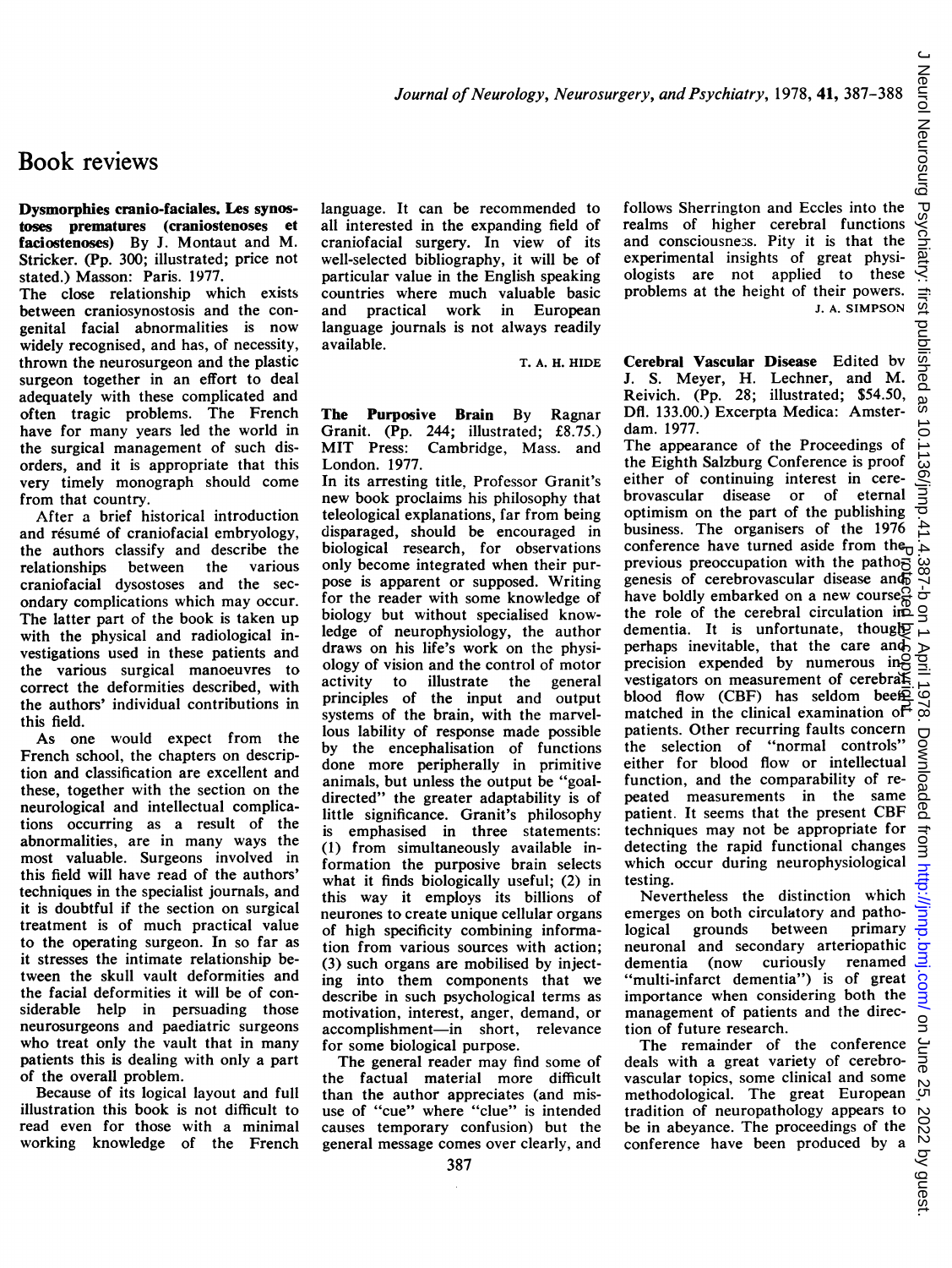# Book reviews

**Dysmorphies cranio-faciales. Les synostoses prematures (craniostenoses et faciostenoses)** By J. Montaut and M. Stricker. (Pp. 300; illustrated; price not stated.) Masson: Paris. 1977.

The close relationship which exists between craniosynostosis and the congenital facial abnormalities is now widely recognised, and has, of necessity, thrown the neurosurgeon and the plastic surgeon together in an effort to deal adequately with these complicated and often tragic problems. The French have for many years led the world in the surgical management of such disorders, and it is appropriate that this very timely monograph should come from that country.

After a brief historical introduction and résumé of craniofacial embryology, the authors classify and describe the relationships between the various craniofacial dysostoses and the secondary complications which may occur. The latter part of the book is taken up with the physical and radiological investigations used in these patients and the various surgical manoeuvres to correct the deformities described, with the authors' individual contributions in this field.

As one would expect from the French school, the chapters on description and classification are excellent and these, together with the section on the neurological and intellectual complications occurring as a result of the abnormalities, are in many ways the most valuable. Surgeons involved in this field will have read of the authors' techniques in the specialist journals, and it is doubtful if the section on surgical treatment is of much practical value to the operating surgeon. In so far as it stresses the intimate relationship between the skull vault deformities and the facial deformities it will be of considerable help in persuading those neurosurgeons and paediatric surgeons who treat only the vault that in many patients this is dealing with only a part of the overall problem.

Because of its logical layout and full illustration this book is not difficult to read even for those with a minimal working knowledge of the French language. It can be recommended to all interested in the expanding field of craniofacial surgery. In view of its well-selected bibliography, it will be of particular value in the English speaking countries where much valuable basic and practical work in European language journals is not always readily available.

T. A. H. HIDE

**The Purposive Brain** By Ragnar Granit. (Pp. 244; illustrated; £8.75.) MIT Press: Cambridge, Mass. and London. 1977.

In its arresting title, Professor Granit's new book proclaims his philosophy that teleological explanations, far from being disparaged, should be encouraged in biological research, for observations only become integrated when their purpose is apparent or supposed. Writing for the reader with some knowledge of biology but without specialised knowledge of neurophysiology, the author draws on his life's work on the physiology of vision and the control of motor activity to illustrate the general principles of the input and output systems of the brain, with the marvellous lability of response made possible by the encephalisation of functions done more peripherally in primitive animals, but unless the output be "goal-directed" the greater adaptability is of little significance. Granit's philosophy is emphasised in three statements: (1) from simultaneously available information the purposive brain selects what it finds biologically useful; (2) in this way it employs its billions of neurones to create unique cellular organs of high specificity combining information from various sources with action; (3) such organs are mobilised by injecting into them components that we describe in such psychological terms as motivation, interest, anger, demand, or accomplishment—in short, relevance for some biological purpose.

The general reader may find some of the factual material more difficult than the author appreciates (and misuse of "cue" where "clue" is intended causes temporary confusion) but the general message comes over clearly, and follows Sherrington and Eccles into the realms of higher cerebral functions and consciousness. Pity it is that the experimental insights of great physiologists are not applied to these problems at the height of their powers.

J. A. SIMPSON

**Cerebral Vascular Disease** Edited by J. S. Meyer, H. Lechner, and M. Reivich. (Pp. 28; illustrated; \$54.50, Dfl. 133.00.) Excerpta Medica: Amsterdam. 1977.

The appearance of the Proceedings of the Eighth Salzburg Conference is proof either of continuing interest in cerebrovascular disease or of eternal optimism on the part of the publishing business. The organisers of the 1976 conference have turned aside from the previous preoccupation with the pathogenesis of cerebrovascular disease and have boldly embarked on a new course: the role of the cerebral circulation in dementia. It is unfortunate, though perhaps inevitable, that the care and precision expended by numerous investigators on measurement of cerebral blood flow (CBF) has seldom been matched in the clinical examination of patients. Other recurring faults concern the selection of "normal controls" either for blood flow or intellectual function, and the comparability of repeated measurements in the same patient. It seems that the present CBF techniques may not be appropriate for detecting the rapid functional changes which occur during neurophysiological testing.

Nevertheless the distinction which emerges on both circulatory and pathological grounds between primary neuronal and secondary arteriopathic dementia (now curiously renamed "multi-infarct dementia") is of great importance when considering both the management of patients and the direction of future research.

The remainder of the conference deals with a great variety of cerebrovascular topics, some clinical and some methodological. The great European tradition of neuropathology appears to be in abeyance. The proceedings of the conference have been produced by a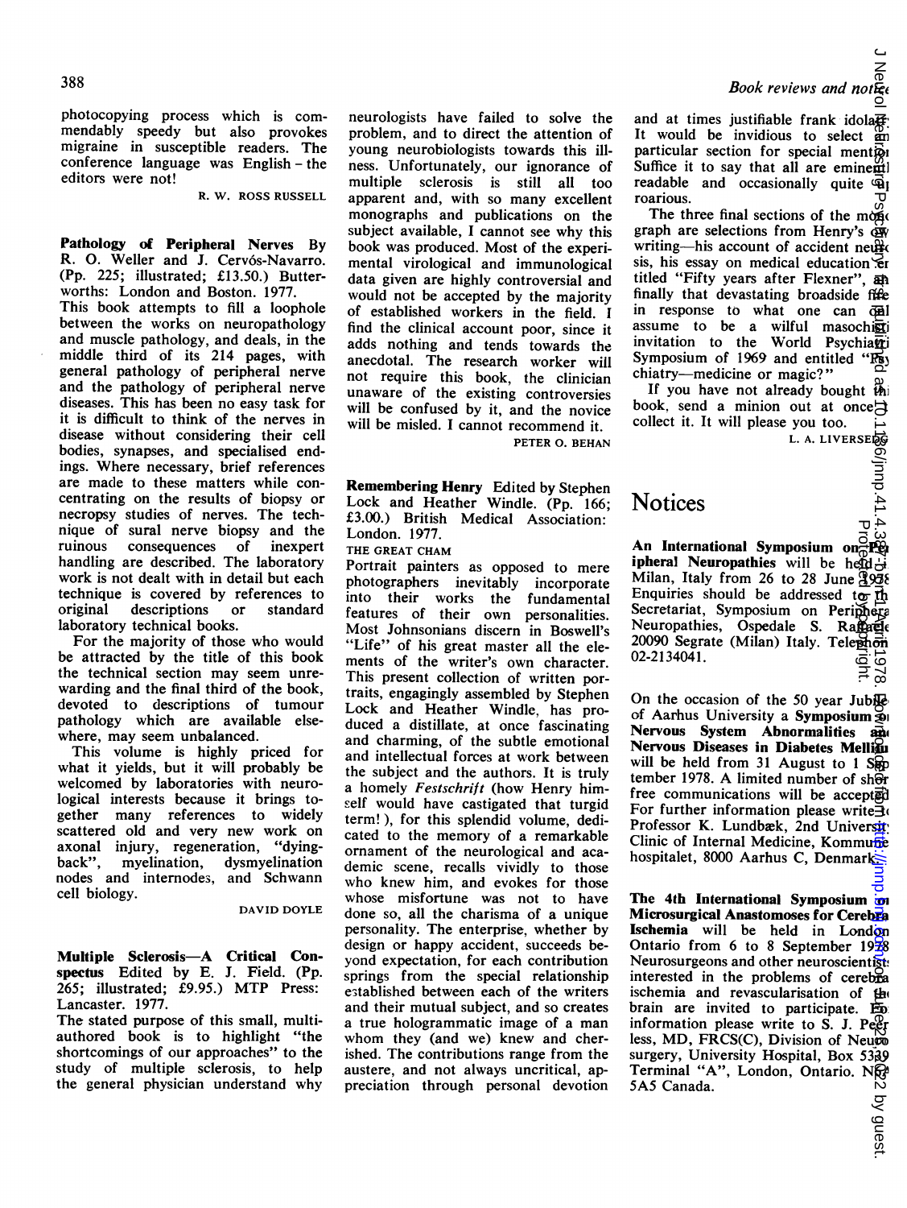photocopying process which is commendably speedy but also provokes migraine in susceptible readers. The conference language was English – the editors were not!

R. W. ROSS RUSSELL

**Pathology of Peripheral Nerves** By R. O. Weller and J. Cervós-Navarro. (Pp. 225; illustrated; £13.50.) Butterworths: London and Boston. 1977.

This book attempts to fill a loophole between the works on neuropathology and muscle pathology, and deals, in the middle third of its 214 pages, with general pathology of peripheral nerve and the pathology of peripheral nerve diseases. This has been no easy task for it is difficult to think of the nerves in disease without considering their cell bodies, synapses, and specialised endings. Where necessary, brief references are made to these matters while concentrating on the results of biopsy or necropsy studies of nerves. The technique of sural nerve biopsy and the ruinous consequences of inexpert handling are described. The laboratory work is not dealt with in detail but each technique is covered by references to original descriptions or standard laboratory technical books.

For the majority of those who would be attracted by the title of this book the technical section may seem unrewarding and the final third of the book, devoted to descriptions of tumour pathology which are available elsewhere, may seem unbalanced.

This volume is highly priced for what it yields, but it will probably be welcomed by laboratories with neurological interests because it brings together many references to widely scattered old and very new work on axonal injury, regeneration, "dying-back", myelination, dysmyelination nodes and internodes, and Schwann cell biology.

DAVID DOYLE

**Multiple Sclerosis—A Critical Conspectus** Edited by E. J. Field. (Pp. 265; illustrated; £9.95.) MTP Press: Lancaster. 1977.

The stated purpose of this small, multi-authored book is to highlight "the shortcomings of our approaches" to the study of multiple sclerosis, to help the general physician understand why neurologists have failed to solve the problem, and to direct the attention of young neurobiologists towards this illness. Unfortunately, our ignorance of multiple sclerosis is still all too apparent and, with so many excellent monographs and publications on the subject available, I cannot see why this book was produced. Most of the experimental virological and immunological data given are highly controversial and would not be accepted by the majority of established workers in the field. I find the clinical account poor, since it adds nothing and tends towards the anecdotal. The research worker will not require this book, the clinician unaware of the existing controversies will be confused by it, and the novice will be misled. I cannot recommend it.

PETER O. BEHAN

**Remembering Henry** Edited by Stephen Lock and Heather Windle. (Pp. 166; £3.00.) British Medical Association: London. 1977.

THE GREAT CHAM

Portrait painters as opposed to mere photographers inevitably incorporate into their works the fundamental features of their own personalities. Most Johnsonians discern in Boswell's "Life" of his great master all the elements of the writer's own character. This present collection of written portraits, engagingly assembled by Stephen Lock and Heather Windle, has produced a distillate, at once fascinating and charming, of the subtle emotional and intellectual forces at work between the subject and the authors. It is truly a homely *Festschrift* (how Henry himself would have castigated that turgid term!), for this splendid volume, dedicated to the memory of a remarkable ornament of the neurological and academic scene, recalls vividly to those who knew him, and evokes for those whose misfortune was not to have done so, all the charisma of a unique personality. The enterprise, whether by design or happy accident, succeeds beyond expectation, for each contribution springs from the special relationship established between each of the writers and their mutual subject, and so creates a true hologrammatic image of a man whom they (and we) knew and cherished. The contributions range from the austere, and not always uncritical, appreciation through personal devotion and at times justifiable frank idolatry. It would be invidious to select any particular section for special mention. Suffice it to say that all are eminently readable and occasionally quite uproarious.

The three final sections of the monograph are selections from Henry's own writing—his account of accident neurosis, his essay on medical education entitled "Fifty years after Flexner", and finally that devastating broadside fire in response to what one can only assume to be a wilful masochistic invitation to the World Psychiatric Symposium of 1969 and entitled "Psychiatry—medicine or magic?"

If you have not already bought this book, send a minion out at once to collect it. It will please you too.

L. A. LIVERSEDGE

# Notices

**An International Symposium on Peripheral Neuropathies** will be held in Milan, Italy from 26 to 28 June 1978. Enquiries should be addressed to the Secretariat, Symposium on Peripheral Neuropathies, Ospedale S. Raffaele, 20090 Segrate (Milan) Italy. Telephone 02-2134041.

On the occasion of the 50 year Jubilee of Aarhus University a **Symposium on Nervous System Abnormalities and Nervous Diseases in Diabetes Mellitus** will be held from 31 August to 1 September 1978. A limited number of short free communications will be accepted. For further information please write to Professor K. Lundbæk, 2nd University Clinic of Internal Medicine, Kommunehospitalet, 8000 Aarhus C, Denmark.

**The 4th International Symposium on Microsurgical Anastomoses for Cerebral Ischemia** will be held in London Ontario from 6 to 8 September 1978. Neurosurgeons and other neuroscientists interested in the problems of cerebral ischemia and revascularisation of the brain are invited to participate. For information please write to S. J. Peerless, MD, FRCS(C), Division of Neurosurgery, University Hospital, Box 5339 Terminal "A", London, Ontario. N6A 5A5 Canada.